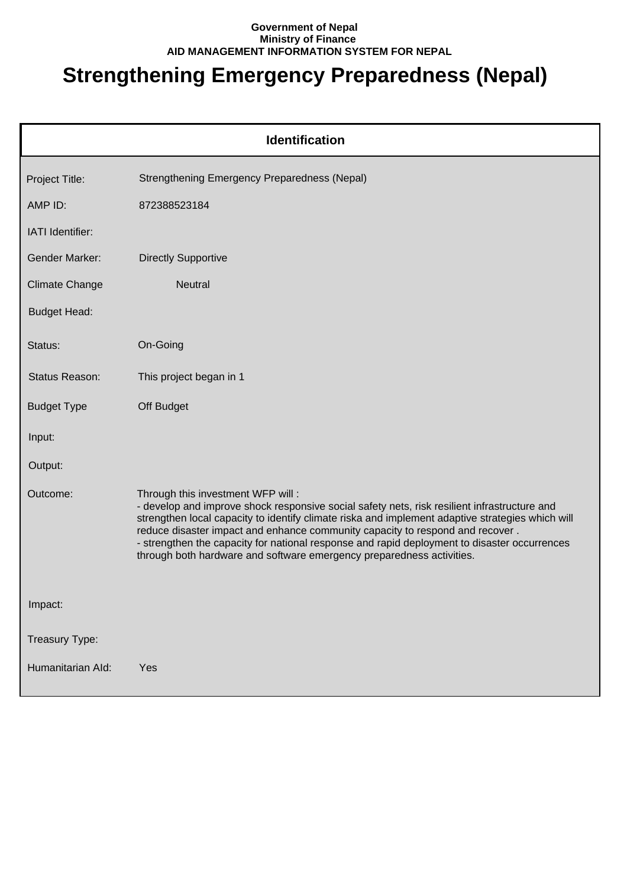**Government of Nepal**
**Ministry of Finance**
**AID MANAGEMENT INFORMATION SYSTEM FOR NEPAL**

# Strengthening Emergency Preparedness (Nepal)

## Identification

| | |
|---|---|
| Project Title: | Strengthening Emergency Preparedness (Nepal) |
| AMP ID: | 872388523184 |
| IATI Identifier: | |
| Gender Marker: | Directly Supportive |
| Climate Change | Neutral |
| Budget Head: | |
| Status: | On-Going |
| Status Reason: | This project began in 1 |
| Budget Type | Off Budget |
| Input: | |
| Output: | |
| Outcome: | Through this investment WFP will :<br>- develop and improve shock responsive social safety nets, risk resilient infrastructure and strengthen local capacity to identify climate riska and implement adaptive strategies which will reduce disaster impact and enhance community capacity to respond and recover .<br>- strengthen the capacity for national response and rapid deployment to disaster occurrences through both hardware and software emergency preparedness activities. |
| Impact: | |
| Treasury Type: | |
| Humanitarian AId: | Yes |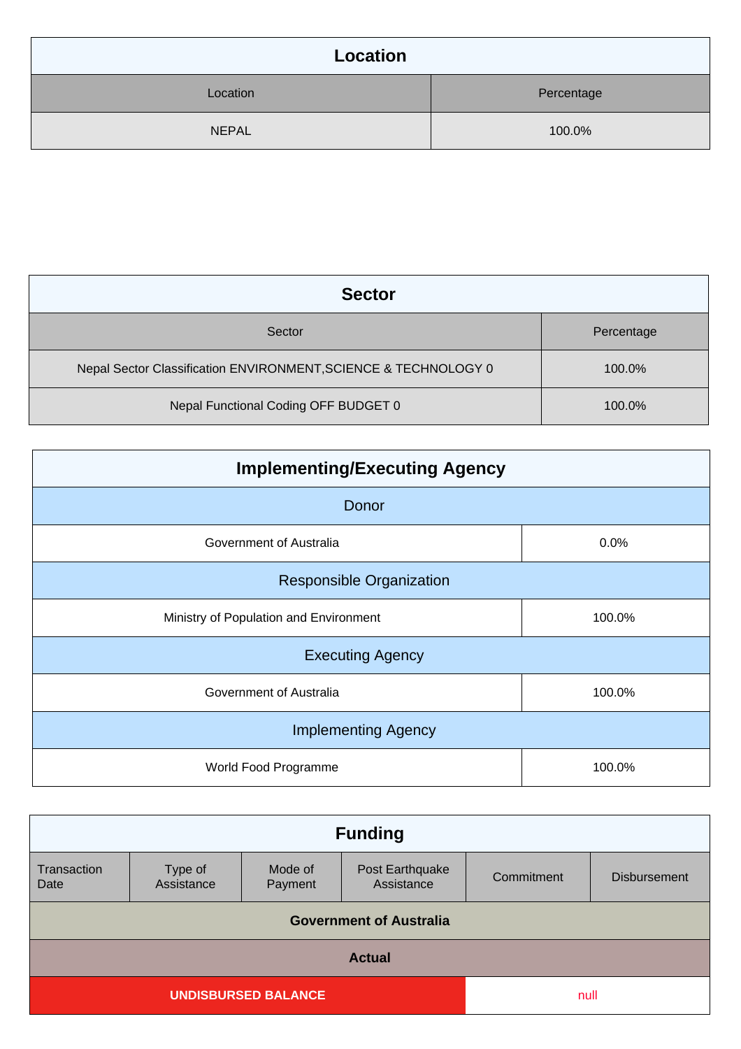## Location

| Location | Percentage |
|---|---|
| NEPAL | 100.0% |

## Sector

| Sector | Percentage |
|---|---|
| Nepal Sector Classification ENVIRONMENT,SCIENCE & TECHNOLOGY 0 | 100.0% |
| Nepal Functional Coding OFF BUDGET 0 | 100.0% |

## Implementing/Executing Agency

| | |
|---|---|
| **Donor** | |
| Government of Australia | 0.0% |
| **Responsible Organization** | |
| Ministry of Population and Environment | 100.0% |
| **Executing Agency** | |
| Government of Australia | 100.0% |
| **Implementing Agency** | |
| World Food Programme | 100.0% |

## Funding

| Transaction Date | Type of Assistance | Mode of Payment | Post Earthquake Assistance | Commitment | Disbursement |
|---|---|---|---|---|---|
| **Government of Australia** | | | | | |
| **Actual** | | | | | |
| **UNDISBURSED BALANCE** | | | | null | |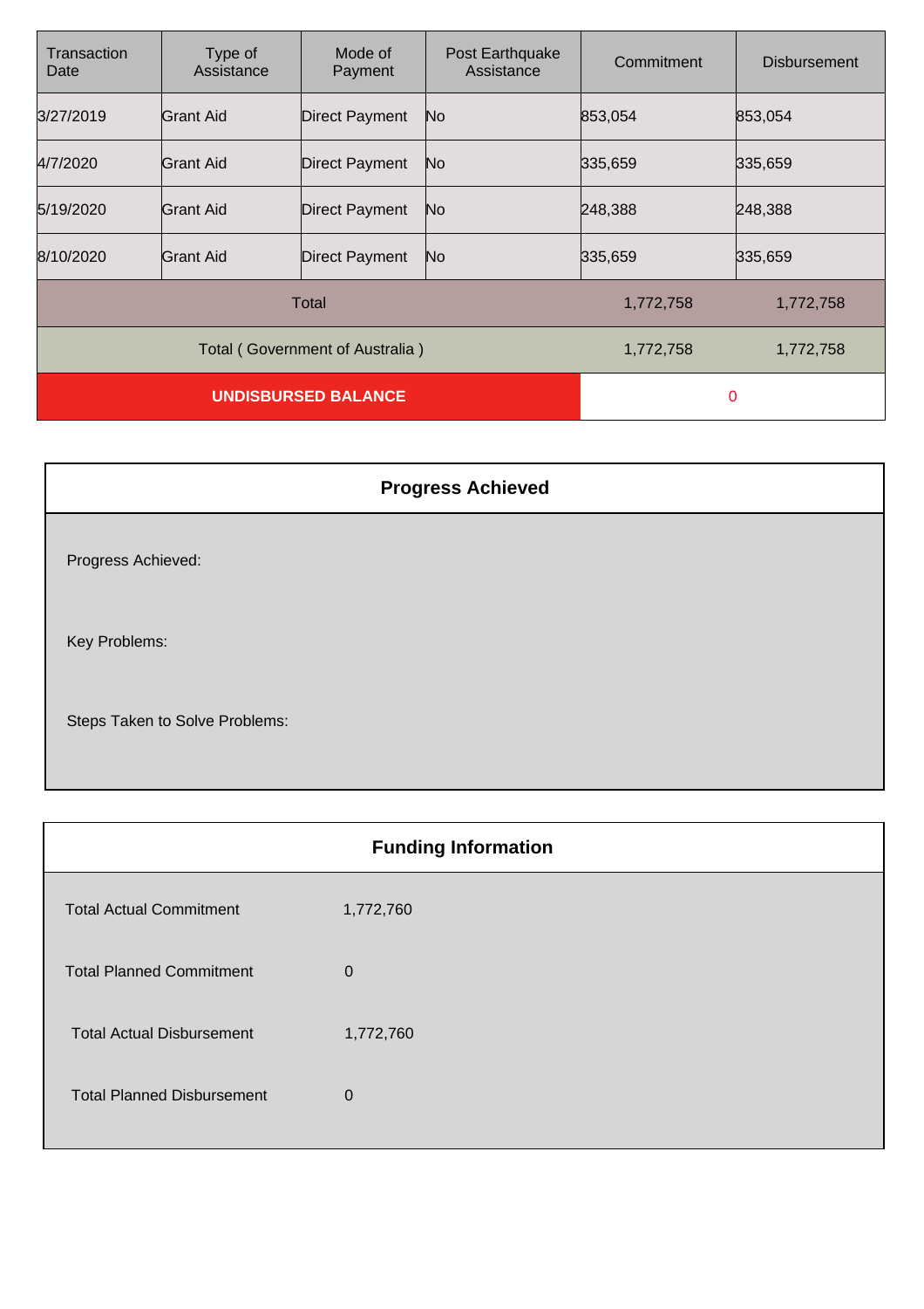| Transaction Date | Type of Assistance | Mode of Payment | Post Earthquake Assistance | Commitment | Disbursement |
|---|---|---|---|---|---|
| 3/27/2019 | Grant Aid | Direct Payment | No | 853,054 | 853,054 |
| 4/7/2020 | Grant Aid | Direct Payment | No | 335,659 | 335,659 |
| 5/19/2020 | Grant Aid | Direct Payment | No | 248,388 | 248,388 |
| 8/10/2020 | Grant Aid | Direct Payment | No | 335,659 | 335,659 |
| Total | | | | 1,772,758 | 1,772,758 |
| Total ( Government of Australia ) | | | | 1,772,758 | 1,772,758 |
| **UNDISBURSED BALANCE** | | | | 0 | |

## Progress Achieved

Progress Achieved:

Key Problems:

Steps Taken to Solve Problems:

## Funding Information

| | |
|---|---|
| Total Actual Commitment | 1,772,760 |
| Total Planned Commitment | 0 |
| Total Actual Disbursement | 1,772,760 |
| Total Planned Disbursement | 0 |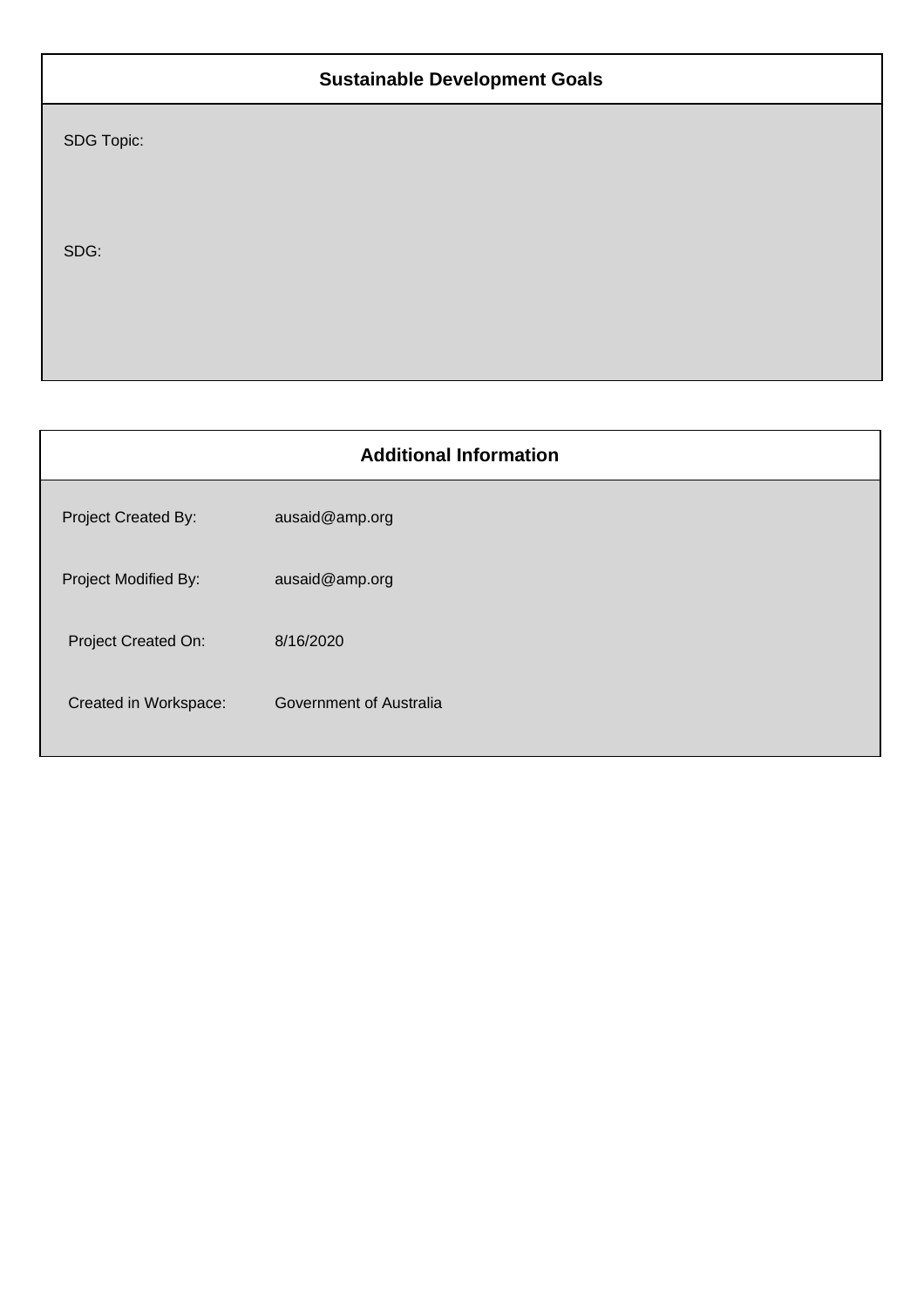## Sustainable Development Goals

SDG Topic:

SDG:

## Additional Information

| | |
|---|---|
| Project Created By: | ausaid@amp.org |
| Project Modified By: | ausaid@amp.org |
| Project Created On: | 8/16/2020 |
| Created in Workspace: | Government of Australia |